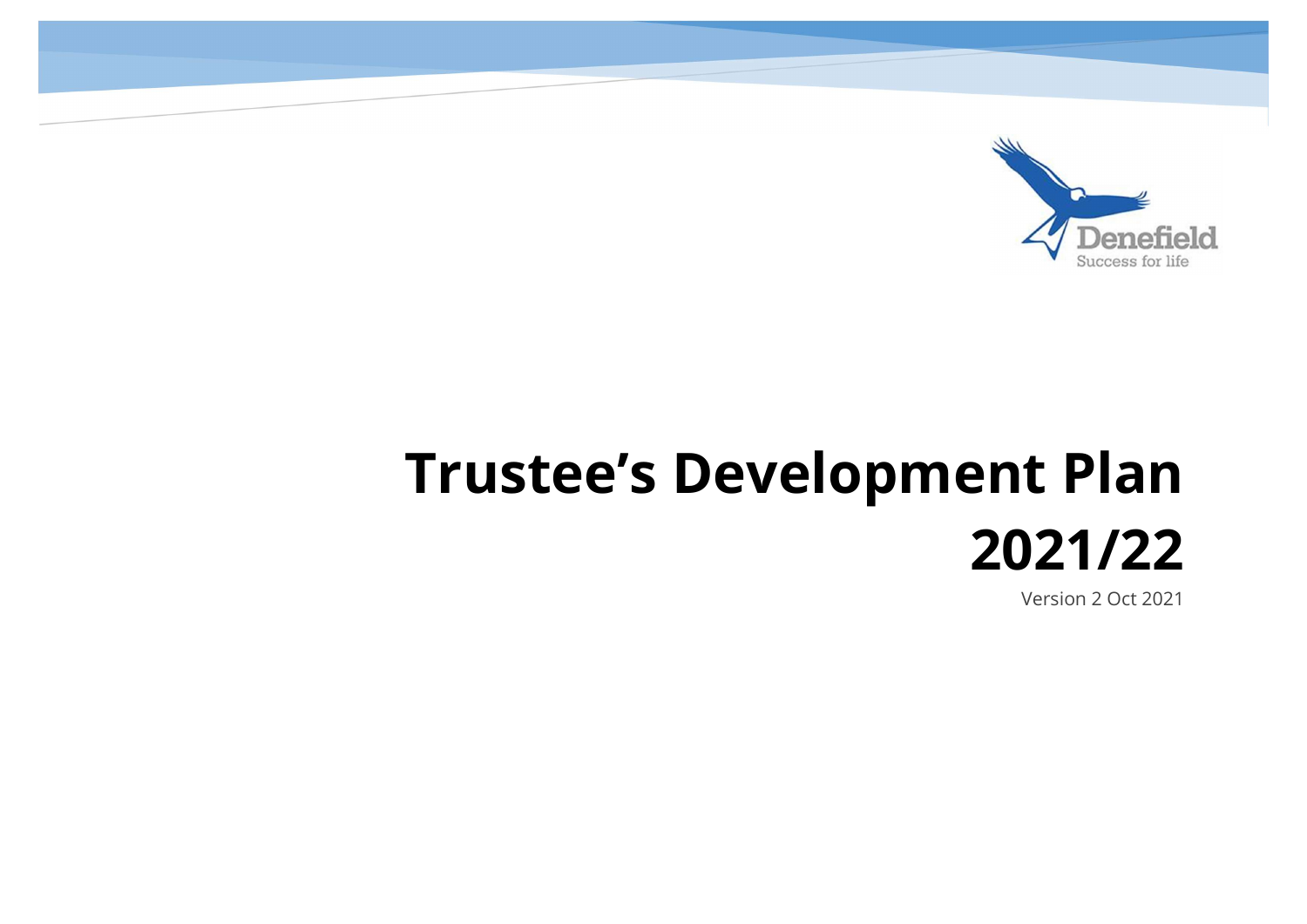Denefield

Success for life

# Trustee's Development Plan 2021/22

Version 2 Oct 2021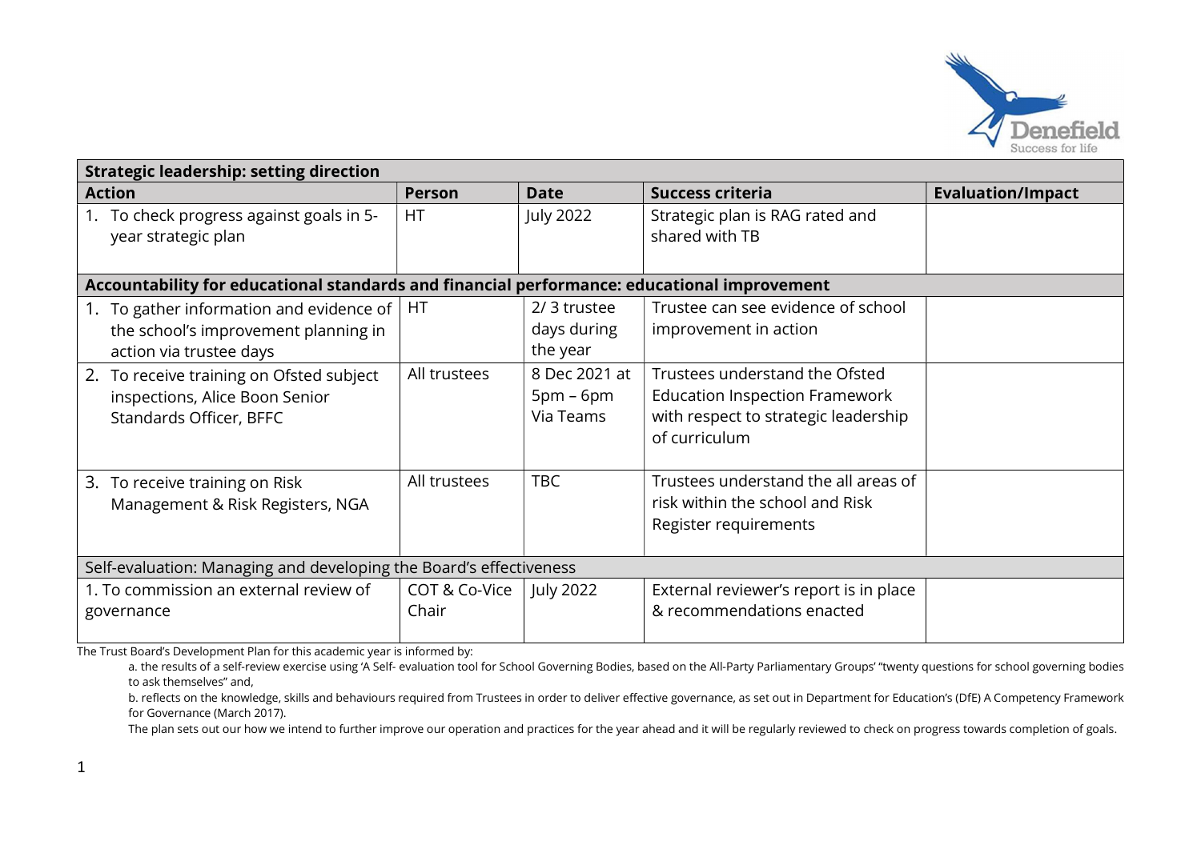| Strategic leadership: setting direction | | | | |
|---|---|---|---|---|
| **Action** | **Person** | **Date** | **Success criteria** | **Evaluation/Impact** |
| 1. To check progress against goals in 5-year strategic plan | HT | July 2022 | Strategic plan is RAG rated and shared with TB | |
| **Accountability for educational standards and financial performance: educational improvement** | | | | |
| 1. To gather information and evidence of the school's improvement planning in action via trustee days | HT | 2/ 3 trustee days during the year | Trustee can see evidence of school improvement in action | |
| 2. To receive training on Ofsted subject inspections, Alice Boon Senior Standards Officer, BFFC | All trustees | 8 Dec 2021 at 5pm – 6pm Via Teams | Trustees understand the Ofsted Education Inspection Framework with respect to strategic leadership of curriculum | |
| 3. To receive training on Risk Management & Risk Registers, NGA | All trustees | TBC | Trustees understand the all areas of risk within the school and Risk Register requirements | |
| Self-evaluation: Managing and developing the Board's effectiveness | | | | |
| 1. To commission an external review of governance | COT & Co-Vice Chair | July 2022 | External reviewer's report is in place & recommendations enacted | |

The Trust Board's Development Plan for this academic year is informed by:

a. the results of a self-review exercise using 'A Self- evaluation tool for School Governing Bodies, based on the All-Party Parliamentary Groups' "twenty questions for school governing bodies to ask themselves" and,

b. reflects on the knowledge, skills and behaviours required from Trustees in order to deliver effective governance, as set out in Department for Education's (DfE) A Competency Framework for Governance (March 2017).

The plan sets out our how we intend to further improve our operation and practices for the year ahead and it will be regularly reviewed to check on progress towards completion of goals.